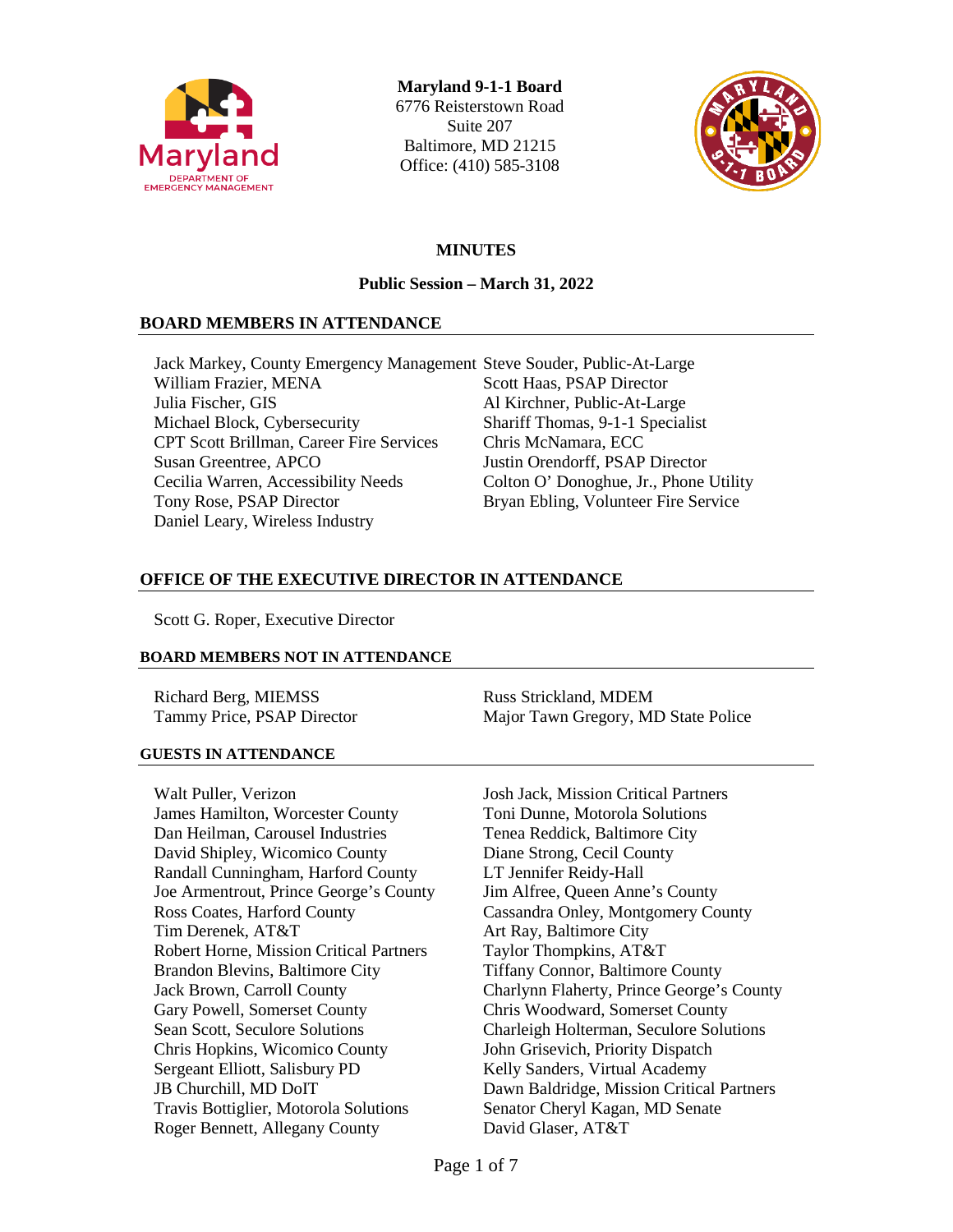**Maryland 9-1-1 Board**
6776 Reisterstown Road
Suite 207
Baltimore, MD 21215
Office: (410) 585-3108

# MINUTES

## Public Session – March 31, 2022

### BOARD MEMBERS IN ATTENDANCE

Jack Markey, County Emergency Management
William Frazier, MENA
Julia Fischer, GIS
Michael Block, Cybersecurity
CPT Scott Brillman, Career Fire Services
Susan Greentree, APCO
Cecilia Warren, Accessibility Needs
Tony Rose, PSAP Director
Daniel Leary, Wireless Industry
Steve Souder, Public-At-Large
Scott Haas, PSAP Director
Al Kirchner, Public-At-Large
Shariff Thomas, 9-1-1 Specialist
Chris McNamara, ECC
Justin Orendorff, PSAP Director
Colton O' Donoghue, Jr., Phone Utility
Bryan Ebling, Volunteer Fire Service

### OFFICE OF THE EXECUTIVE DIRECTOR IN ATTENDANCE

Scott G. Roper, Executive Director

### BOARD MEMBERS NOT IN ATTENDANCE

Richard Berg, MIEMSS
Tammy Price, PSAP Director
Russ Strickland, MDEM
Major Tawn Gregory, MD State Police

### GUESTS IN ATTENDANCE

Walt Puller, Verizon
James Hamilton, Worcester County
Dan Heilman, Carousel Industries
David Shipley, Wicomico County
Randall Cunningham, Harford County
Joe Armentrout, Prince George's County
Ross Coates, Harford County
Tim Derenek, AT&T
Robert Horne, Mission Critical Partners
Brandon Blevins, Baltimore City
Jack Brown, Carroll County
Gary Powell, Somerset County
Sean Scott, Seculore Solutions
Chris Hopkins, Wicomico County
Sergeant Elliott, Salisbury PD
JB Churchill, MD DoIT
Travis Bottiglier, Motorola Solutions
Roger Bennett, Allegany County
Josh Jack, Mission Critical Partners
Toni Dunne, Motorola Solutions
Tenea Reddick, Baltimore City
Diane Strong, Cecil County
LT Jennifer Reidy-Hall
Jim Alfree, Queen Anne's County
Cassandra Onley, Montgomery County
Art Ray, Baltimore City
Taylor Thompkins, AT&T
Tiffany Connor, Baltimore County
Charlynn Flaherty, Prince George's County
Chris Woodward, Somerset County
Charleigh Holterman, Seculore Solutions
John Grisevich, Priority Dispatch
Kelly Sanders, Virtual Academy
Dawn Baldridge, Mission Critical Partners
Senator Cheryl Kagan, MD Senate
David Glaser, AT&T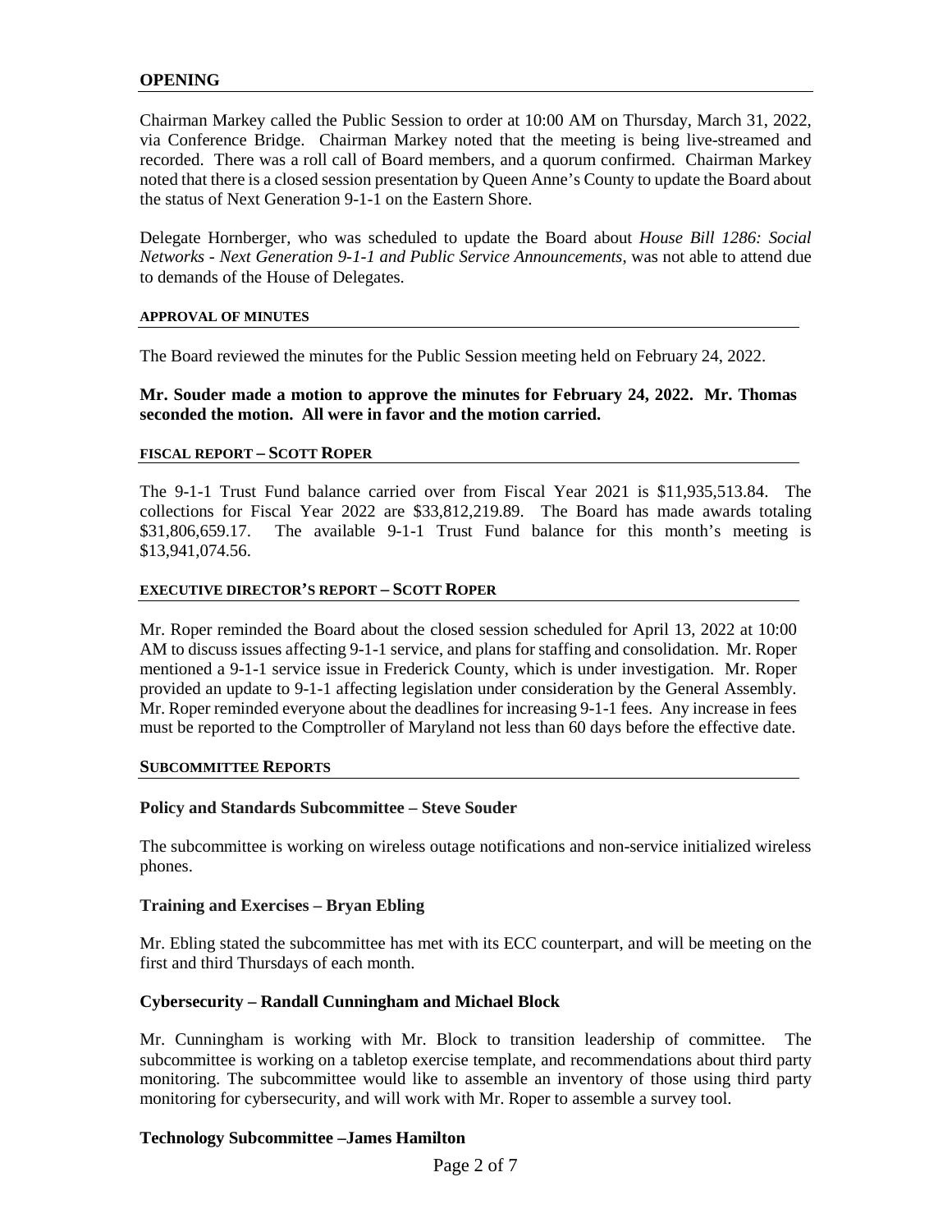## OPENING

Chairman Markey called the Public Session to order at 10:00 AM on Thursday, March 31, 2022, via Conference Bridge. Chairman Markey noted that the meeting is being live-streamed and recorded. There was a roll call of Board members, and a quorum confirmed. Chairman Markey noted that there is a closed session presentation by Queen Anne's County to update the Board about the status of Next Generation 9-1-1 on the Eastern Shore.

Delegate Hornberger, who was scheduled to update the Board about *House Bill 1286: Social Networks - Next Generation 9-1-1 and Public Service Announcements*, was not able to attend due to demands of the House of Delegates.

### APPROVAL OF MINUTES

The Board reviewed the minutes for the Public Session meeting held on February 24, 2022.

**Mr. Souder made a motion to approve the minutes for February 24, 2022. Mr. Thomas seconded the motion. All were in favor and the motion carried.**

### FISCAL REPORT – SCOTT ROPER

The 9-1-1 Trust Fund balance carried over from Fiscal Year 2021 is $11,935,513.84. The collections for Fiscal Year 2022 are $33,812,219.89. The Board has made awards totaling $31,806,659.17. The available 9-1-1 Trust Fund balance for this month's meeting is $13,941,074.56.

### EXECUTIVE DIRECTOR'S REPORT – SCOTT ROPER

Mr. Roper reminded the Board about the closed session scheduled for April 13, 2022 at 10:00 AM to discuss issues affecting 9-1-1 service, and plans for staffing and consolidation. Mr. Roper mentioned a 9-1-1 service issue in Frederick County, which is under investigation. Mr. Roper provided an update to 9-1-1 affecting legislation under consideration by the General Assembly. Mr. Roper reminded everyone about the deadlines for increasing 9-1-1 fees. Any increase in fees must be reported to the Comptroller of Maryland not less than 60 days before the effective date.

### SUBCOMMITTEE REPORTS

**Policy and Standards Subcommittee – Steve Souder**

The subcommittee is working on wireless outage notifications and non-service initialized wireless phones.

**Training and Exercises – Bryan Ebling**

Mr. Ebling stated the subcommittee has met with its ECC counterpart, and will be meeting on the first and third Thursdays of each month.

**Cybersecurity – Randall Cunningham and Michael Block**

Mr. Cunningham is working with Mr. Block to transition leadership of committee. The subcommittee is working on a tabletop exercise template, and recommendations about third party monitoring. The subcommittee would like to assemble an inventory of those using third party monitoring for cybersecurity, and will work with Mr. Roper to assemble a survey tool.

**Technology Subcommittee –James Hamilton**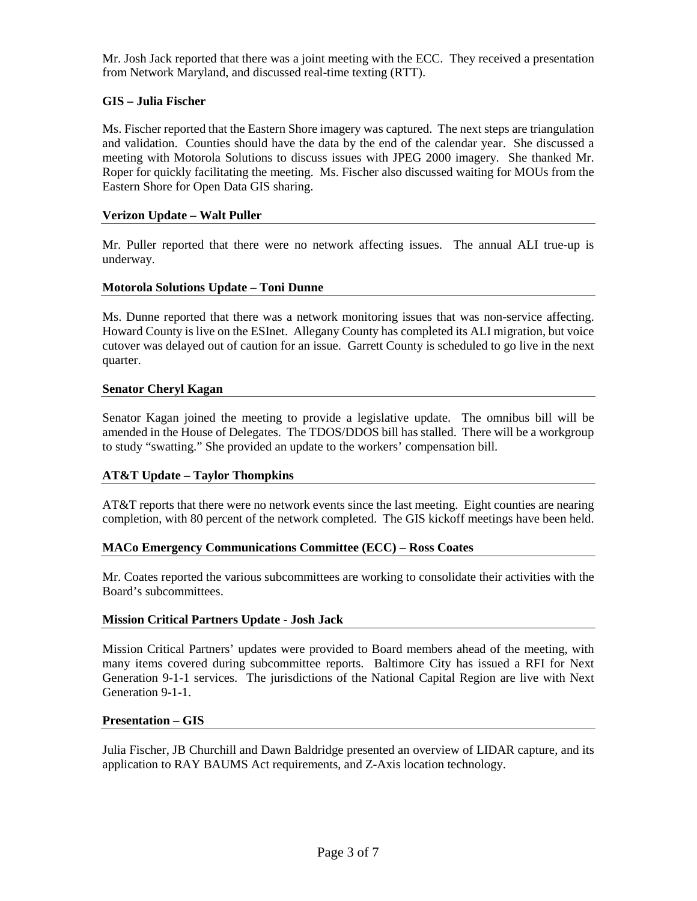Mr. Josh Jack reported that there was a joint meeting with the ECC. They received a presentation from Network Maryland, and discussed real-time texting (RTT).

**GIS – Julia Fischer**

Ms. Fischer reported that the Eastern Shore imagery was captured. The next steps are triangulation and validation. Counties should have the data by the end of the calendar year. She discussed a meeting with Motorola Solutions to discuss issues with JPEG 2000 imagery. She thanked Mr. Roper for quickly facilitating the meeting. Ms. Fischer also discussed waiting for MOUs from the Eastern Shore for Open Data GIS sharing.

**Verizon Update – Walt Puller**

Mr. Puller reported that there were no network affecting issues. The annual ALI true-up is underway.

**Motorola Solutions Update – Toni Dunne**

Ms. Dunne reported that there was a network monitoring issues that was non-service affecting. Howard County is live on the ESInet. Allegany County has completed its ALI migration, but voice cutover was delayed out of caution for an issue. Garrett County is scheduled to go live in the next quarter.

**Senator Cheryl Kagan**

Senator Kagan joined the meeting to provide a legislative update. The omnibus bill will be amended in the House of Delegates. The TDOS/DDOS bill has stalled. There will be a workgroup to study "swatting." She provided an update to the workers' compensation bill.

**AT&T Update – Taylor Thompkins**

AT&T reports that there were no network events since the last meeting. Eight counties are nearing completion, with 80 percent of the network completed. The GIS kickoff meetings have been held.

**MACo Emergency Communications Committee (ECC) – Ross Coates**

Mr. Coates reported the various subcommittees are working to consolidate their activities with the Board's subcommittees.

**Mission Critical Partners Update - Josh Jack**

Mission Critical Partners' updates were provided to Board members ahead of the meeting, with many items covered during subcommittee reports. Baltimore City has issued a RFI for Next Generation 9-1-1 services. The jurisdictions of the National Capital Region are live with Next Generation 9-1-1.

**Presentation – GIS**

Julia Fischer, JB Churchill and Dawn Baldridge presented an overview of LIDAR capture, and its application to RAY BAUMS Act requirements, and Z-Axis location technology.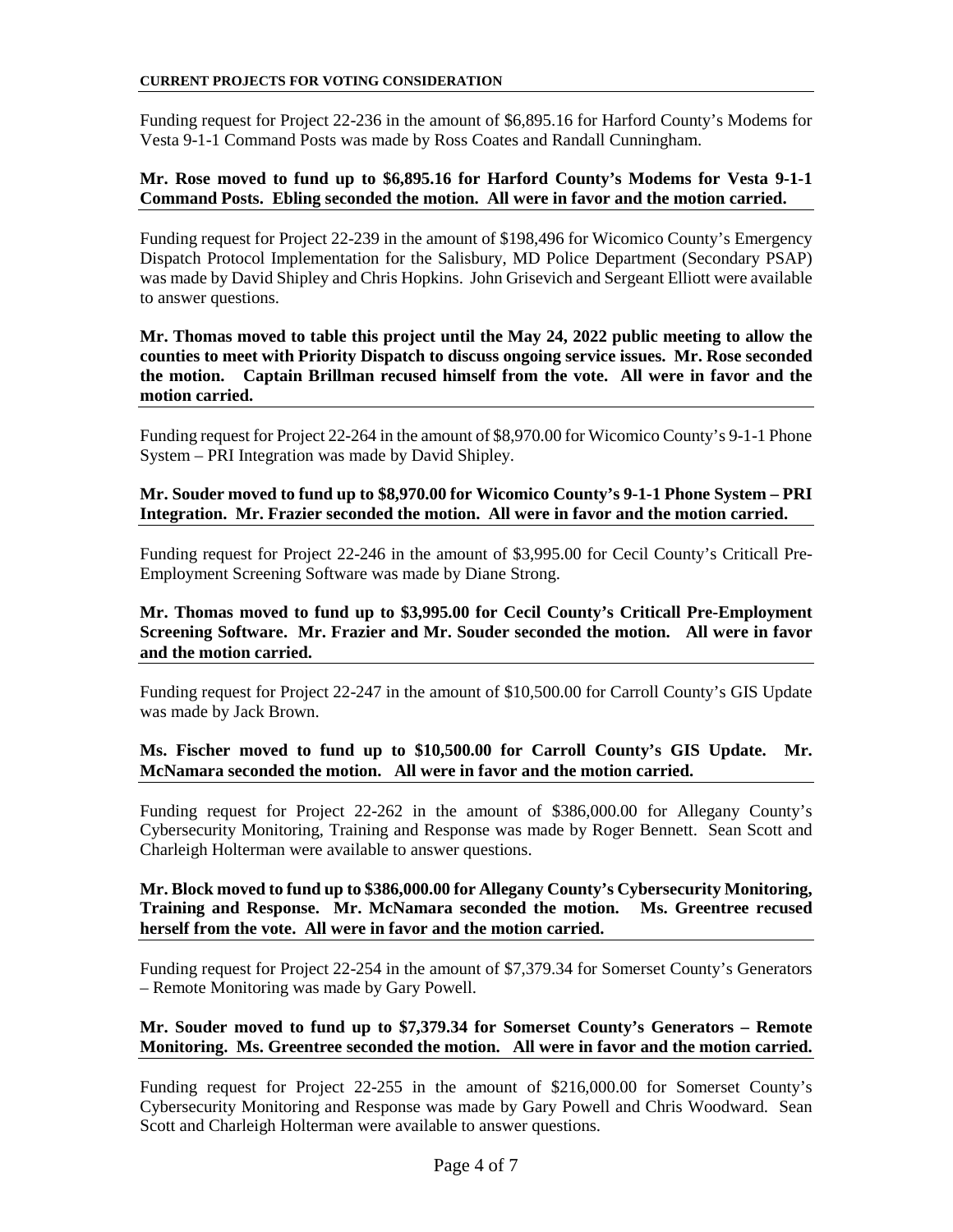**CURRENT PROJECTS FOR VOTING CONSIDERATION**

Funding request for Project 22-236 in the amount of $6,895.16 for Harford County's Modems for Vesta 9-1-1 Command Posts was made by Ross Coates and Randall Cunningham.

**Mr. Rose moved to fund up to $6,895.16 for Harford County's Modems for Vesta 9-1-1 Command Posts. Ebling seconded the motion. All were in favor and the motion carried.**

Funding request for Project 22-239 in the amount of $198,496 for Wicomico County's Emergency Dispatch Protocol Implementation for the Salisbury, MD Police Department (Secondary PSAP) was made by David Shipley and Chris Hopkins. John Grisevich and Sergeant Elliott were available to answer questions.

**Mr. Thomas moved to table this project until the May 24, 2022 public meeting to allow the counties to meet with Priority Dispatch to discuss ongoing service issues. Mr. Rose seconded the motion. Captain Brillman recused himself from the vote. All were in favor and the motion carried.**

Funding request for Project 22-264 in the amount of $8,970.00 for Wicomico County's 9-1-1 Phone System – PRI Integration was made by David Shipley.

**Mr. Souder moved to fund up to $8,970.00 for Wicomico County's 9-1-1 Phone System – PRI Integration. Mr. Frazier seconded the motion. All were in favor and the motion carried.**

Funding request for Project 22-246 in the amount of $3,995.00 for Cecil County's Criticall Pre-Employment Screening Software was made by Diane Strong.

**Mr. Thomas moved to fund up to $3,995.00 for Cecil County's Criticall Pre-Employment Screening Software. Mr. Frazier and Mr. Souder seconded the motion. All were in favor and the motion carried.**

Funding request for Project 22-247 in the amount of $10,500.00 for Carroll County's GIS Update was made by Jack Brown.

**Ms. Fischer moved to fund up to $10,500.00 for Carroll County's GIS Update. Mr. McNamara seconded the motion. All were in favor and the motion carried.**

Funding request for Project 22-262 in the amount of $386,000.00 for Allegany County's Cybersecurity Monitoring, Training and Response was made by Roger Bennett. Sean Scott and Charleigh Holterman were available to answer questions.

**Mr. Block moved to fund up to $386,000.00 for Allegany County's Cybersecurity Monitoring, Training and Response. Mr. McNamara seconded the motion. Ms. Greentree recused herself from the vote. All were in favor and the motion carried.**

Funding request for Project 22-254 in the amount of $7,379.34 for Somerset County's Generators – Remote Monitoring was made by Gary Powell.

**Mr. Souder moved to fund up to $7,379.34 for Somerset County's Generators – Remote Monitoring. Ms. Greentree seconded the motion. All were in favor and the motion carried.**

Funding request for Project 22-255 in the amount of $216,000.00 for Somerset County's Cybersecurity Monitoring and Response was made by Gary Powell and Chris Woodward. Sean Scott and Charleigh Holterman were available to answer questions.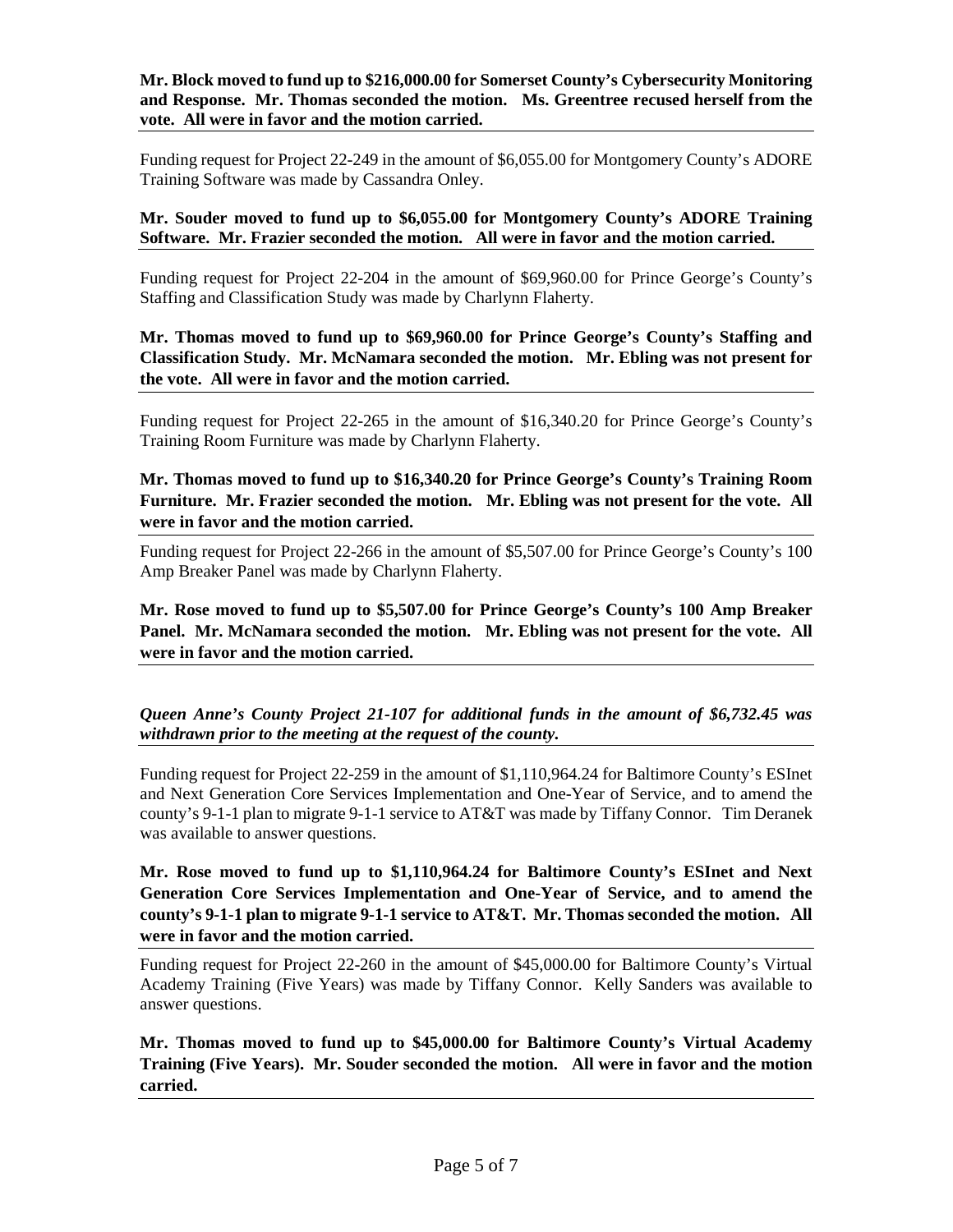**Mr. Block moved to fund up to $216,000.00 for Somerset County's Cybersecurity Monitoring and Response. Mr. Thomas seconded the motion. Ms. Greentree recused herself from the vote. All were in favor and the motion carried.**

---

Funding request for Project 22-249 in the amount of $6,055.00 for Montgomery County's ADORE Training Software was made by Cassandra Onley.

**Mr. Souder moved to fund up to $6,055.00 for Montgomery County's ADORE Training Software. Mr. Frazier seconded the motion. All were in favor and the motion carried.**

---

Funding request for Project 22-204 in the amount of $69,960.00 for Prince George's County's Staffing and Classification Study was made by Charlynn Flaherty.

**Mr. Thomas moved to fund up to $69,960.00 for Prince George's County's Staffing and Classification Study. Mr. McNamara seconded the motion. Mr. Ebling was not present for the vote. All were in favor and the motion carried.**

---

Funding request for Project 22-265 in the amount of $16,340.20 for Prince George's County's Training Room Furniture was made by Charlynn Flaherty.

**Mr. Thomas moved to fund up to $16,340.20 for Prince George's County's Training Room Furniture. Mr. Frazier seconded the motion. Mr. Ebling was not present for the vote. All were in favor and the motion carried.**

---

Funding request for Project 22-266 in the amount of $5,507.00 for Prince George's County's 100 Amp Breaker Panel was made by Charlynn Flaherty.

**Mr. Rose moved to fund up to $5,507.00 for Prince George's County's 100 Amp Breaker Panel. Mr. McNamara seconded the motion. Mr. Ebling was not present for the vote. All were in favor and the motion carried.**

---

***Queen Anne's County Project 21-107 for additional funds in the amount of $6,732.45 was withdrawn prior to the meeting at the request of the county.***

---

Funding request for Project 22-259 in the amount of $1,110,964.24 for Baltimore County's ESInet and Next Generation Core Services Implementation and One-Year of Service, and to amend the county's 9-1-1 plan to migrate 9-1-1 service to AT&T was made by Tiffany Connor. Tim Deranek was available to answer questions.

**Mr. Rose moved to fund up to $1,110,964.24 for Baltimore County's ESInet and Next Generation Core Services Implementation and One-Year of Service, and to amend the county's 9-1-1 plan to migrate 9-1-1 service to AT&T. Mr. Thomas seconded the motion. All were in favor and the motion carried.**

---

Funding request for Project 22-260 in the amount of $45,000.00 for Baltimore County's Virtual Academy Training (Five Years) was made by Tiffany Connor. Kelly Sanders was available to answer questions.

**Mr. Thomas moved to fund up to $45,000.00 for Baltimore County's Virtual Academy Training (Five Years). Mr. Souder seconded the motion. All were in favor and the motion carried.**

---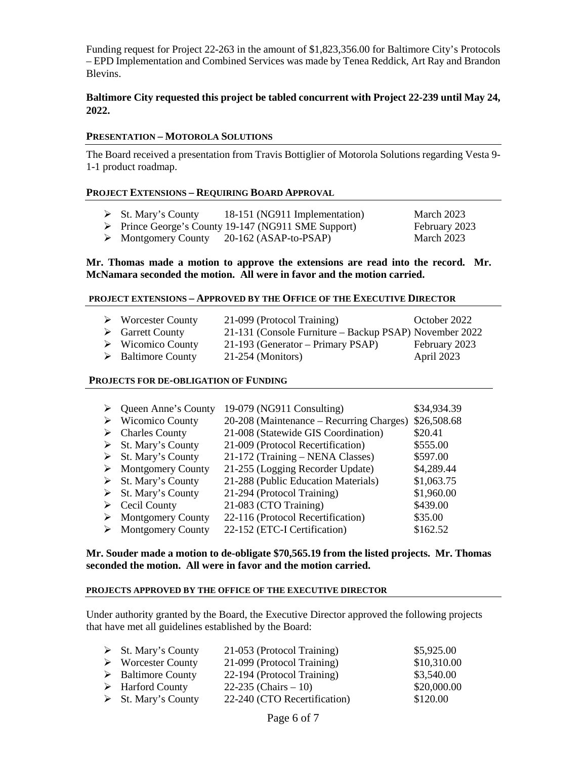Funding request for Project 22-263 in the amount of $1,823,356.00 for Baltimore City's Protocols – EPD Implementation and Combined Services was made by Tenea Reddick, Art Ray and Brandon Blevins.

**Baltimore City requested this project be tabled concurrent with Project 22-239 until May 24, 2022.**

**PRESENTATION – MOTOROLA SOLUTIONS**

The Board received a presentation from Travis Bottiglier of Motorola Solutions regarding Vesta 9-1-1 product roadmap.

**PROJECT EXTENSIONS – REQUIRING BOARD APPROVAL**

- St. Mary's County — 18-151 (NG911 Implementation) — March 2023
- Prince George's County 19-147 (NG911 SME Support) — February 2023
- Montgomery County — 20-162 (ASAP-to-PSAP) — March 2023

**Mr. Thomas made a motion to approve the extensions are read into the record. Mr. McNamara seconded the motion. All were in favor and the motion carried.**

**PROJECT EXTENSIONS – APPROVED BY THE OFFICE OF THE EXECUTIVE DIRECTOR**

- Worcester County — 21-099 (Protocol Training) — October 2022
- Garrett County — 21-131 (Console Furniture – Backup PSAP) November 2022
- Wicomico County — 21-193 (Generator – Primary PSAP) — February 2023
- Baltimore County — 21-254 (Monitors) — April 2023

**PROJECTS FOR DE-OBLIGATION OF FUNDING**

- Queen Anne's County — 19-079 (NG911 Consulting) — $34,934.39
- Wicomico County — 20-208 (Maintenance – Recurring Charges) — $26,508.68
- Charles County — 21-008 (Statewide GIS Coordination) — $20.41
- St. Mary's County — 21-009 (Protocol Recertification) — $555.00
- St. Mary's County — 21-172 (Training – NENA Classes) — $597.00
- Montgomery County — 21-255 (Logging Recorder Update) — $4,289.44
- St. Mary's County — 21-288 (Public Education Materials) — $1,063.75
- St. Mary's County — 21-294 (Protocol Training) — $1,960.00
- Cecil County — 21-083 (CTO Training) — $439.00
- Montgomery County — 22-116 (Protocol Recertification) — $35.00
- Montgomery County — 22-152 (ETC-I Certification) — $162.52

**Mr. Souder made a motion to de-obligate $70,565.19 from the listed projects. Mr. Thomas seconded the motion. All were in favor and the motion carried.**

**PROJECTS APPROVED BY THE OFFICE OF THE EXECUTIVE DIRECTOR**

Under authority granted by the Board, the Executive Director approved the following projects that have met all guidelines established by the Board:

- St. Mary's County — 21-053 (Protocol Training) — $5,925.00
- Worcester County — 21-099 (Protocol Training) — $10,310.00
- Baltimore County — 22-194 (Protocol Training) — $3,540.00
- Harford County — 22-235 (Chairs – 10) — $20,000.00
- St. Mary's County — 22-240 (CTO Recertification) — $120.00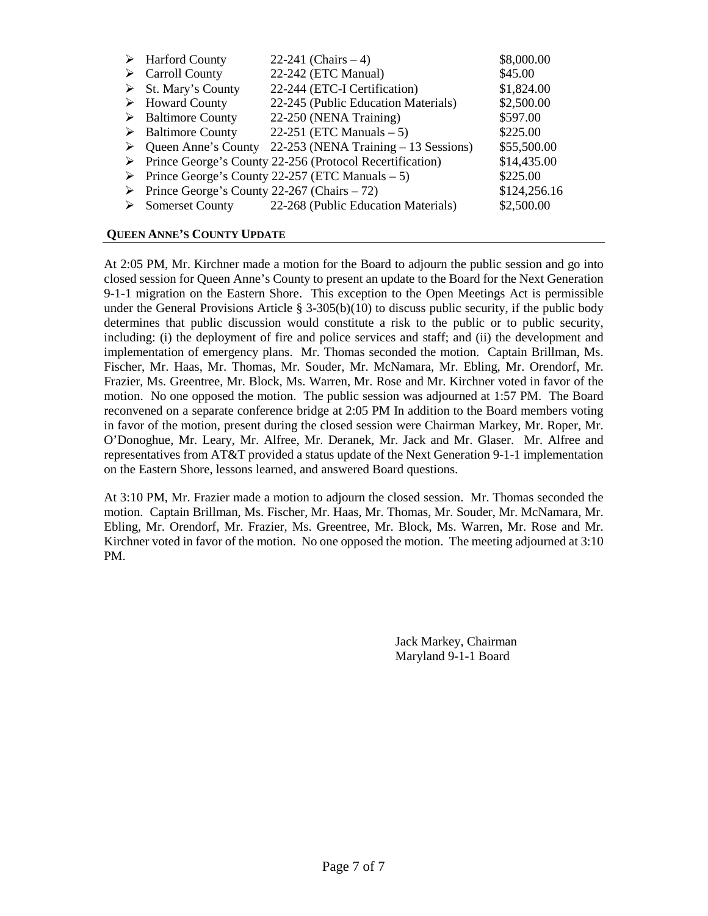- Harford County 22-241 (Chairs – 4) $8,000.00
- Carroll County 22-242 (ETC Manual) $45.00
- St. Mary's County 22-244 (ETC-I Certification) $1,824.00
- Howard County 22-245 (Public Education Materials) $2,500.00
- Baltimore County 22-250 (NENA Training) $597.00
- Baltimore County 22-251 (ETC Manuals – 5) $225.00
- Queen Anne's County 22-253 (NENA Training – 13 Sessions) $55,500.00
- Prince George's County 22-256 (Protocol Recertification) $14,435.00
- Prince George's County 22-257 (ETC Manuals – 5) $225.00
- Prince George's County 22-267 (Chairs – 72) $124,256.16
- Somerset County 22-268 (Public Education Materials) $2,500.00

**QUEEN ANNE'S COUNTY UPDATE**

At 2:05 PM, Mr. Kirchner made a motion for the Board to adjourn the public session and go into closed session for Queen Anne's County to present an update to the Board for the Next Generation 9-1-1 migration on the Eastern Shore. This exception to the Open Meetings Act is permissible under the General Provisions Article § 3-305(b)(10) to discuss public security, if the public body determines that public discussion would constitute a risk to the public or to public security, including: (i) the deployment of fire and police services and staff; and (ii) the development and implementation of emergency plans. Mr. Thomas seconded the motion. Captain Brillman, Ms. Fischer, Mr. Haas, Mr. Thomas, Mr. Souder, Mr. McNamara, Mr. Ebling, Mr. Orendorf, Mr. Frazier, Ms. Greentree, Mr. Block, Ms. Warren, Mr. Rose and Mr. Kirchner voted in favor of the motion. No one opposed the motion. The public session was adjourned at 1:57 PM. The Board reconvened on a separate conference bridge at 2:05 PM In addition to the Board members voting in favor of the motion, present during the closed session were Chairman Markey, Mr. Roper, Mr. O'Donoghue, Mr. Leary, Mr. Alfree, Mr. Deranek, Mr. Jack and Mr. Glaser. Mr. Alfree and representatives from AT&T provided a status update of the Next Generation 9-1-1 implementation on the Eastern Shore, lessons learned, and answered Board questions.

At 3:10 PM, Mr. Frazier made a motion to adjourn the closed session. Mr. Thomas seconded the motion. Captain Brillman, Ms. Fischer, Mr. Haas, Mr. Thomas, Mr. Souder, Mr. McNamara, Mr. Ebling, Mr. Orendorf, Mr. Frazier, Ms. Greentree, Mr. Block, Ms. Warren, Mr. Rose and Mr. Kirchner voted in favor of the motion. No one opposed the motion. The meeting adjourned at 3:10 PM.

Jack Markey, Chairman
Maryland 9-1-1 Board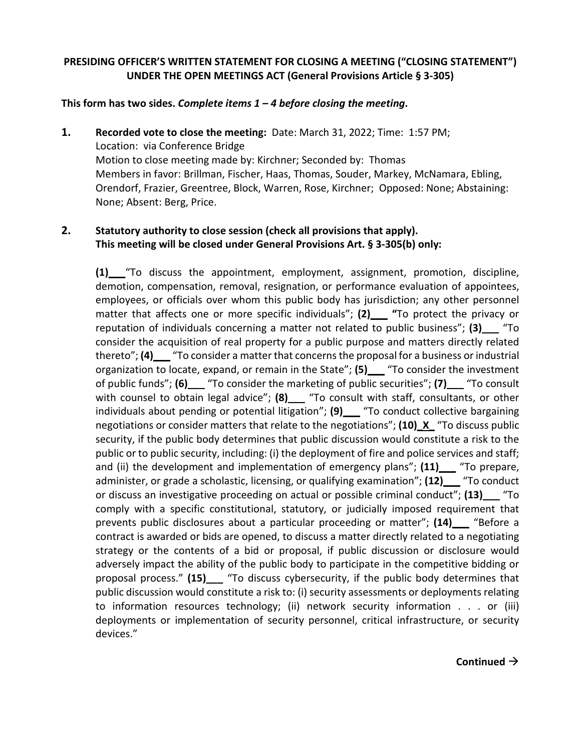**PRESIDING OFFICER'S WRITTEN STATEMENT FOR CLOSING A MEETING ("CLOSING STATEMENT") UNDER THE OPEN MEETINGS ACT (General Provisions Article § 3-305)**

**This form has two sides. *Complete items 1 – 4 before closing the meeting*.**

**1. Recorded vote to close the meeting:** Date: March 31, 2022; Time: 1:57 PM; Location: via Conference Bridge
Motion to close meeting made by: Kirchner; Seconded by: Thomas
Members in favor: Brillman, Fischer, Haas, Thomas, Souder, Markey, McNamara, Ebling, Orendorf, Frazier, Greentree, Block, Warren, Rose, Kirchner; Opposed: None; Abstaining: None; Absent: Berg, Price.

**2. Statutory authority to close session (check all provisions that apply). This meeting will be closed under General Provisions Art. § 3-305(b) only:**

**(1)___** "To discuss the appointment, employment, assignment, promotion, discipline, demotion, compensation, removal, resignation, or performance evaluation of appointees, employees, or officials over whom this public body has jurisdiction; any other personnel matter that affects one or more specific individuals"; **(2)___** "To protect the privacy or reputation of individuals concerning a matter not related to public business"; **(3)___** "To consider the acquisition of real property for a public purpose and matters directly related thereto"; **(4)___** "To consider a matter that concerns the proposal for a business or industrial organization to locate, expand, or remain in the State"; **(5)___** "To consider the investment of public funds"; **(6)___** "To consider the marketing of public securities"; **(7)___** "To consult with counsel to obtain legal advice"; **(8)___** "To consult with staff, consultants, or other individuals about pending or potential litigation"; **(9)___** "To conduct collective bargaining negotiations or consider matters that relate to the negotiations"; **(10)_X_** "To discuss public security, if the public body determines that public discussion would constitute a risk to the public or to public security, including: (i) the deployment of fire and police services and staff; and (ii) the development and implementation of emergency plans"; **(11)___** "To prepare, administer, or grade a scholastic, licensing, or qualifying examination"; **(12)___** "To conduct or discuss an investigative proceeding on actual or possible criminal conduct"; **(13)___** "To comply with a specific constitutional, statutory, or judicially imposed requirement that prevents public disclosures about a particular proceeding or matter"; **(14)___** "Before a contract is awarded or bids are opened, to discuss a matter directly related to a negotiating strategy or the contents of a bid or proposal, if public discussion or disclosure would adversely impact the ability of the public body to participate in the competitive bidding or proposal process." **(15)___** "To discuss cybersecurity, if the public body determines that public discussion would constitute a risk to: (i) security assessments or deployments relating to information resources technology; (ii) network security information . . . or (iii) deployments or implementation of security personnel, critical infrastructure, or security devices."

**Continued →**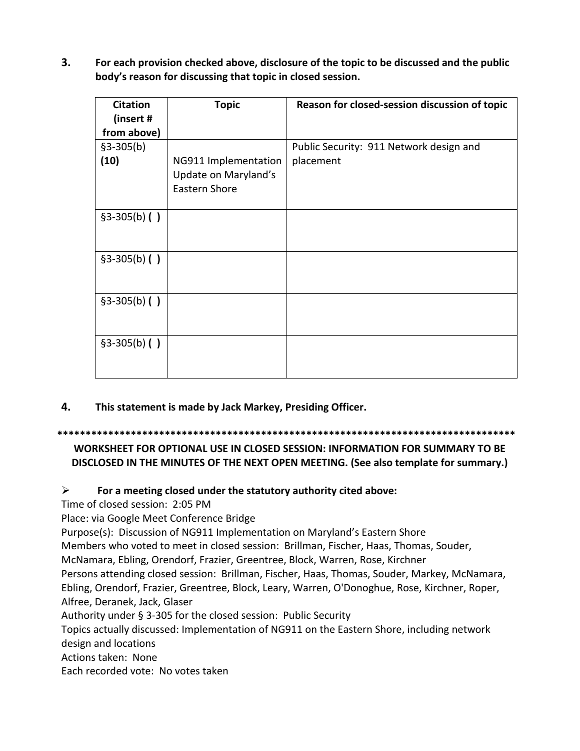**3.** **For each provision checked above, disclosure of the topic to be discussed and the public body's reason for discussing that topic in closed session.**

| Citation (insert # from above) | Topic | Reason for closed-session discussion of topic |
|---|---|---|
| §3-305(b) **(10)** | NG911 Implementation Update on Maryland's Eastern Shore | Public Security: 911 Network design and placement |
| §3-305(b) **( )** | | |
| §3-305(b) **( )** | | |
| §3-305(b) **( )** | | |
| §3-305(b) **( )** | | |

**4.** **This statement is made by Jack Markey, Presiding Officer.**

************************************************************************************

**WORKSHEET FOR OPTIONAL USE IN CLOSED SESSION: INFORMATION FOR SUMMARY TO BE DISCLOSED IN THE MINUTES OF THE NEXT OPEN MEETING. (See also template for summary.)**

- **For a meeting closed under the statutory authority cited above:**

Time of closed session: 2:05 PM
Place: via Google Meet Conference Bridge
Purpose(s): Discussion of NG911 Implementation on Maryland's Eastern Shore
Members who voted to meet in closed session: Brillman, Fischer, Haas, Thomas, Souder, McNamara, Ebling, Orendorf, Frazier, Greentree, Block, Warren, Rose, Kirchner
Persons attending closed session: Brillman, Fischer, Haas, Thomas, Souder, Markey, McNamara, Ebling, Orendorf, Frazier, Greentree, Block, Leary, Warren, O'Donoghue, Rose, Kirchner, Roper, Alfree, Deranek, Jack, Glaser
Authority under § 3-305 for the closed session: Public Security
Topics actually discussed: Implementation of NG911 on the Eastern Shore, including network design and locations
Actions taken: None
Each recorded vote: No votes taken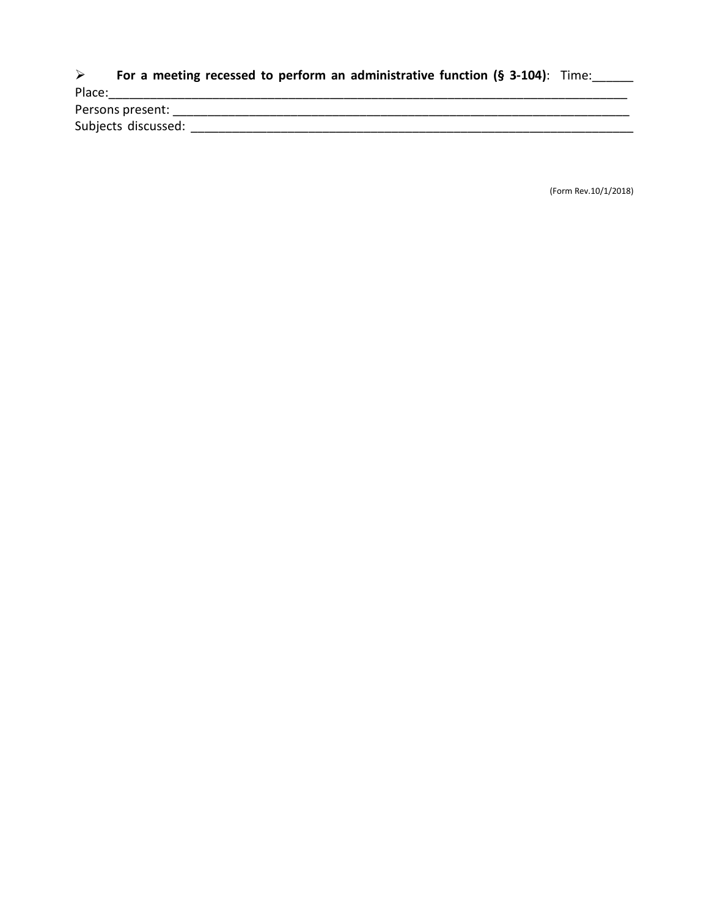- **For a meeting recessed to perform an administrative function (§ 3-104)**: Time:______
Place:_____________________________________________________________________________
Persons present: _____________________________________________________________________
Subjects discussed: ___________________________________________________________________

(Form Rev.10/1/2018)